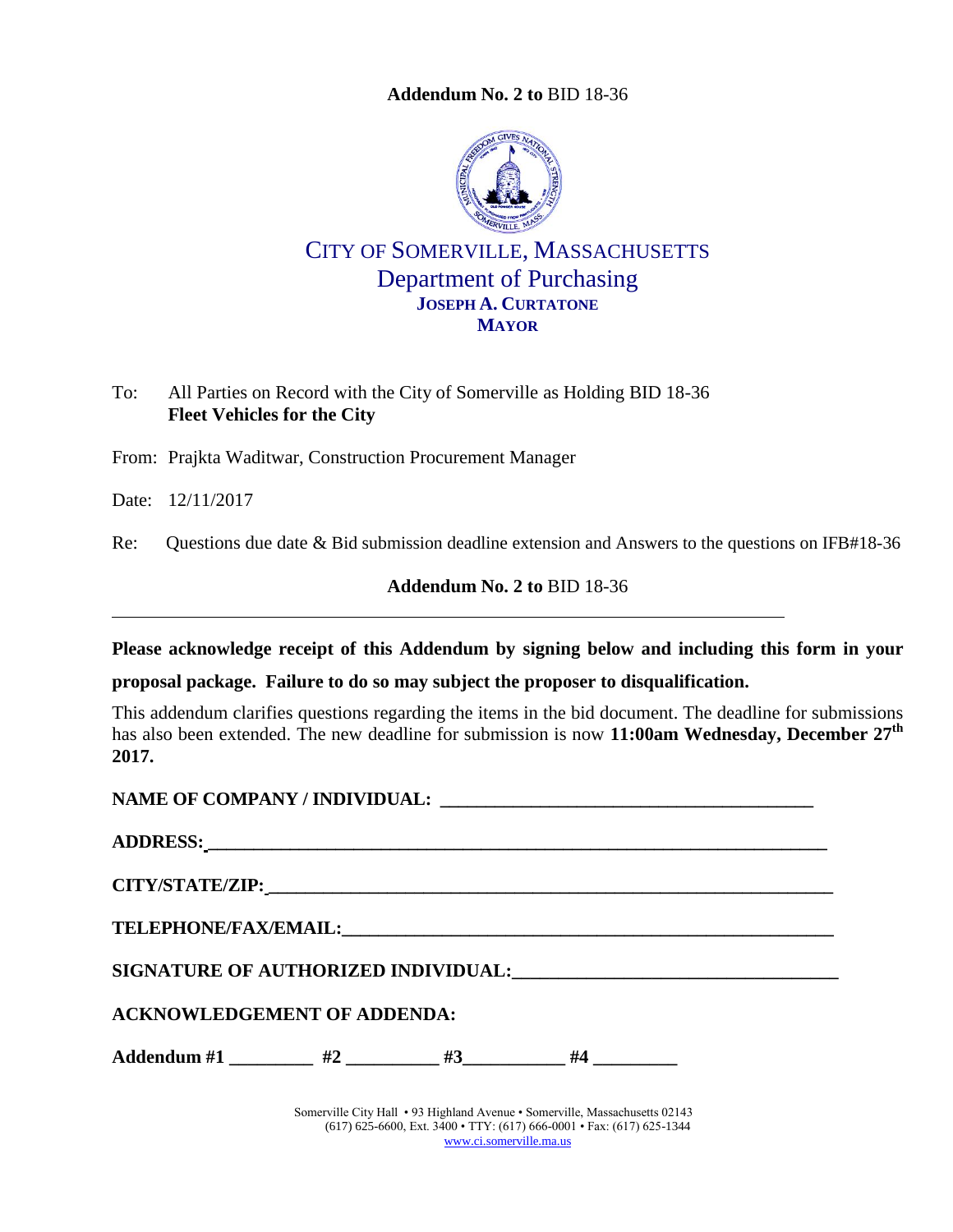**Addendum No. 2 to** BID 18-36

# CITY OF SOMERVILLE, MASSACHUSETTS

## Department of Purchasing

**JOSEPH A. CURTATONE**
**MAYOR**

To: All Parties on Record with the City of Somerville as Holding BID 18-36
**Fleet Vehicles for the City**

From: Prajkta Waditwar, Construction Procurement Manager

Date: 12/11/2017

Re: Questions due date & Bid submission deadline extension and Answers to the questions on IFB#18-36

**Addendum No. 2 to** BID 18-36

---

**Please acknowledge receipt of this Addendum by signing below and including this form in your proposal package. Failure to do so may subject the proposer to disqualification.**

This addendum clarifies questions regarding the items in the bid document. The deadline for submissions has also been extended. The new deadline for submission is now **11:00am Wednesday, December 27th 2017.**

**NAME OF COMPANY / INDIVIDUAL: ________________________________________**

**ADDRESS: ________________________________________________________________**

**CITY/STATE/ZIP: ___________________________________________________________**

**TELEPHONE/FAX/EMAIL: _____________________________________________________**

**SIGNATURE OF AUTHORIZED INDIVIDUAL: _________________________________**

**ACKNOWLEDGEMENT OF ADDENDA:**

**Addendum #1 _________ #2 __________ #3___________ #4 _________**

Somerville City Hall • 93 Highland Avenue • Somerville, Massachusetts 02143
(617) 625-6600, Ext. 3400 • TTY: (617) 666-0001 • Fax: (617) 625-1344
www.ci.somerville.ma.us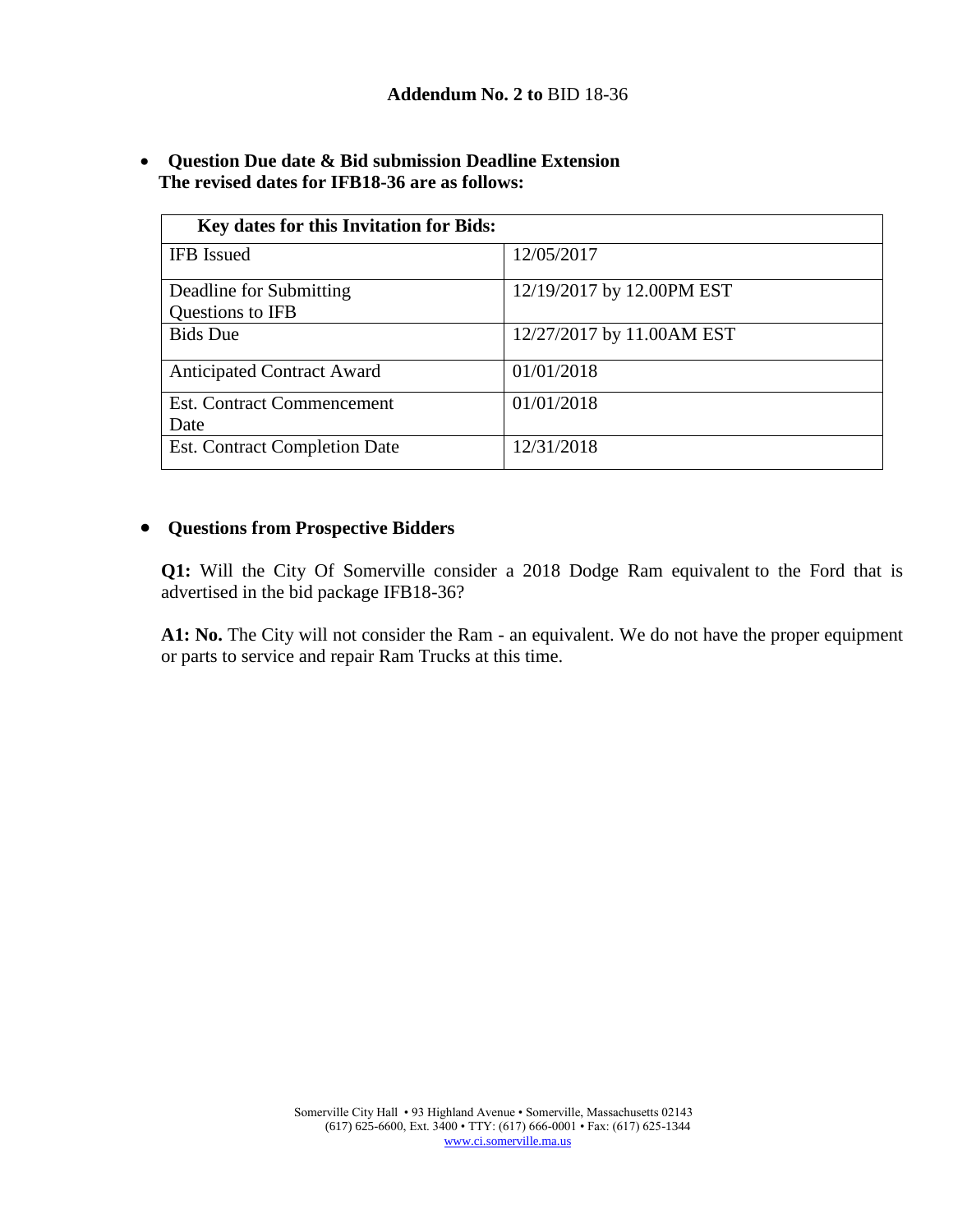**Addendum No. 2 to** BID 18-36

- **Question Due date & Bid submission Deadline Extension**
  **The revised dates for IFB18-36 are as follows:**

| **Key dates for this Invitation for Bids:** | |
|---|---|
| IFB Issued | 12/05/2017 |
| Deadline for Submitting Questions to IFB | 12/19/2017 by 12.00PM EST |
| Bids Due | 12/27/2017 by 11.00AM EST |
| Anticipated Contract Award | 01/01/2018 |
| Est. Contract Commencement Date | 01/01/2018 |
| Est. Contract Completion Date | 12/31/2018 |

- **Questions from Prospective Bidders**

**Q1:** Will the City Of Somerville consider a 2018 Dodge Ram equivalent to the Ford that is advertised in the bid package IFB18-36?

**A1: No.** The City will not consider the Ram - an equivalent. We do not have the proper equipment or parts to service and repair Ram Trucks at this time.